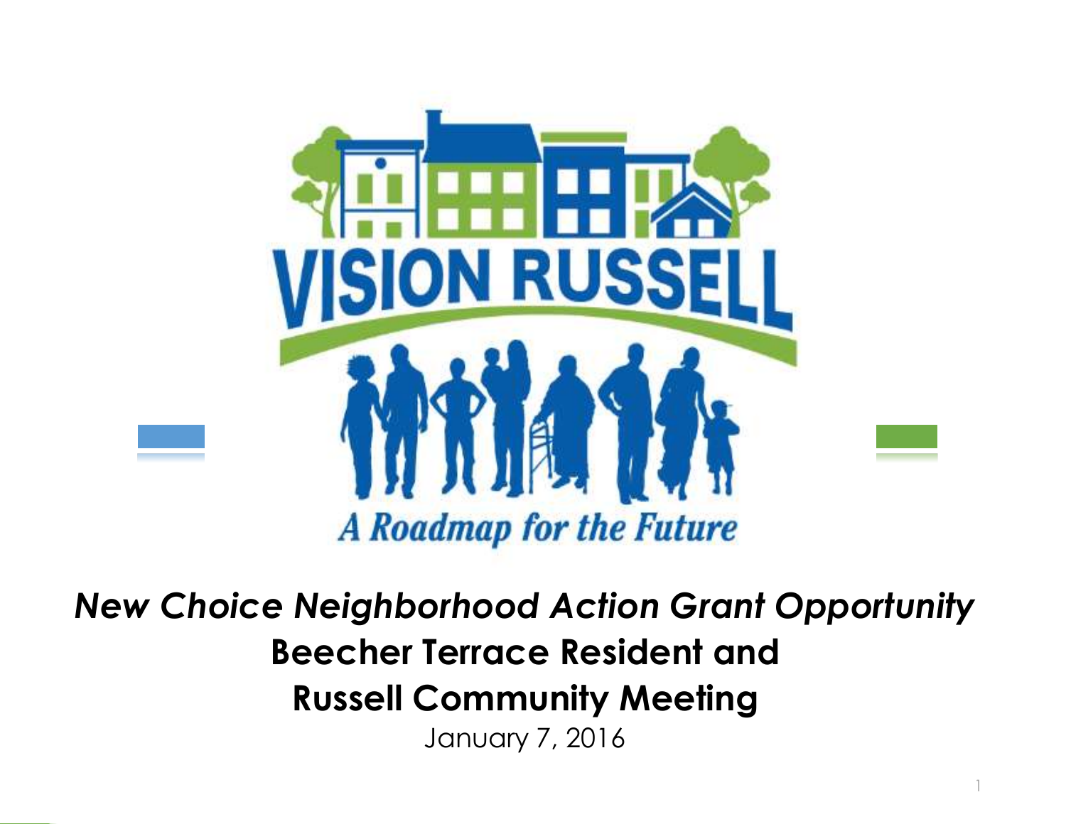VISION RUSSELL

A Roadmap for the Future

***New Choice Neighborhood Action Grant Opportunity***

**Beecher Terrace Resident and**

**Russell Community Meeting**

January 7, 2016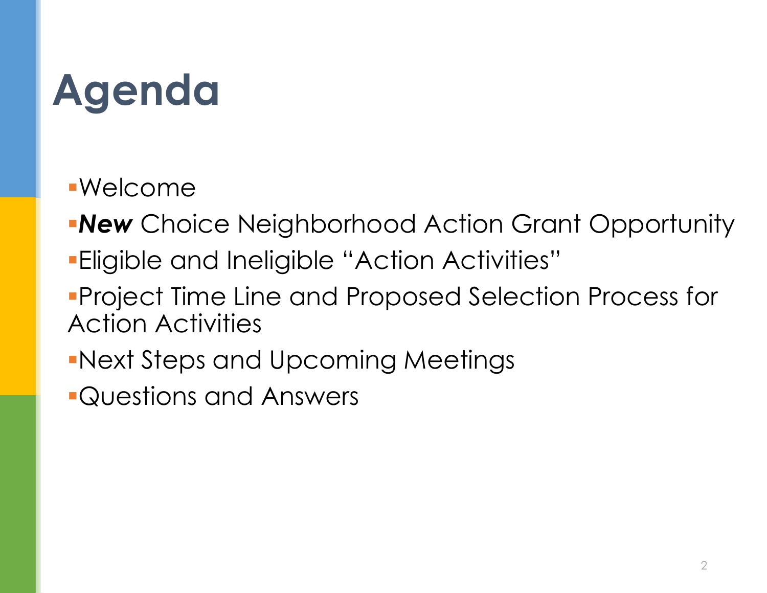# Agenda

- Welcome
- ***New*** Choice Neighborhood Action Grant Opportunity
- Eligible and Ineligible "Action Activities"
- Project Time Line and Proposed Selection Process for Action Activities
- Next Steps and Upcoming Meetings
- Questions and Answers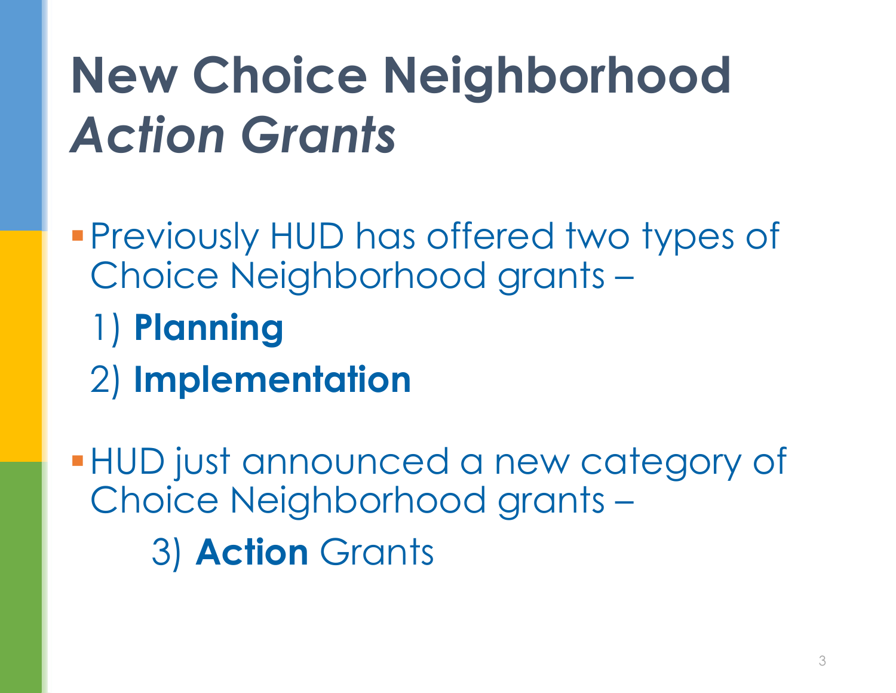# New Choice Neighborhood *Action Grants*

- Previously HUD has offered two types of Choice Neighborhood grants –
  1) **Planning**
  2) **Implementation**

- HUD just announced a new category of Choice Neighborhood grants –
  3) **Action** Grants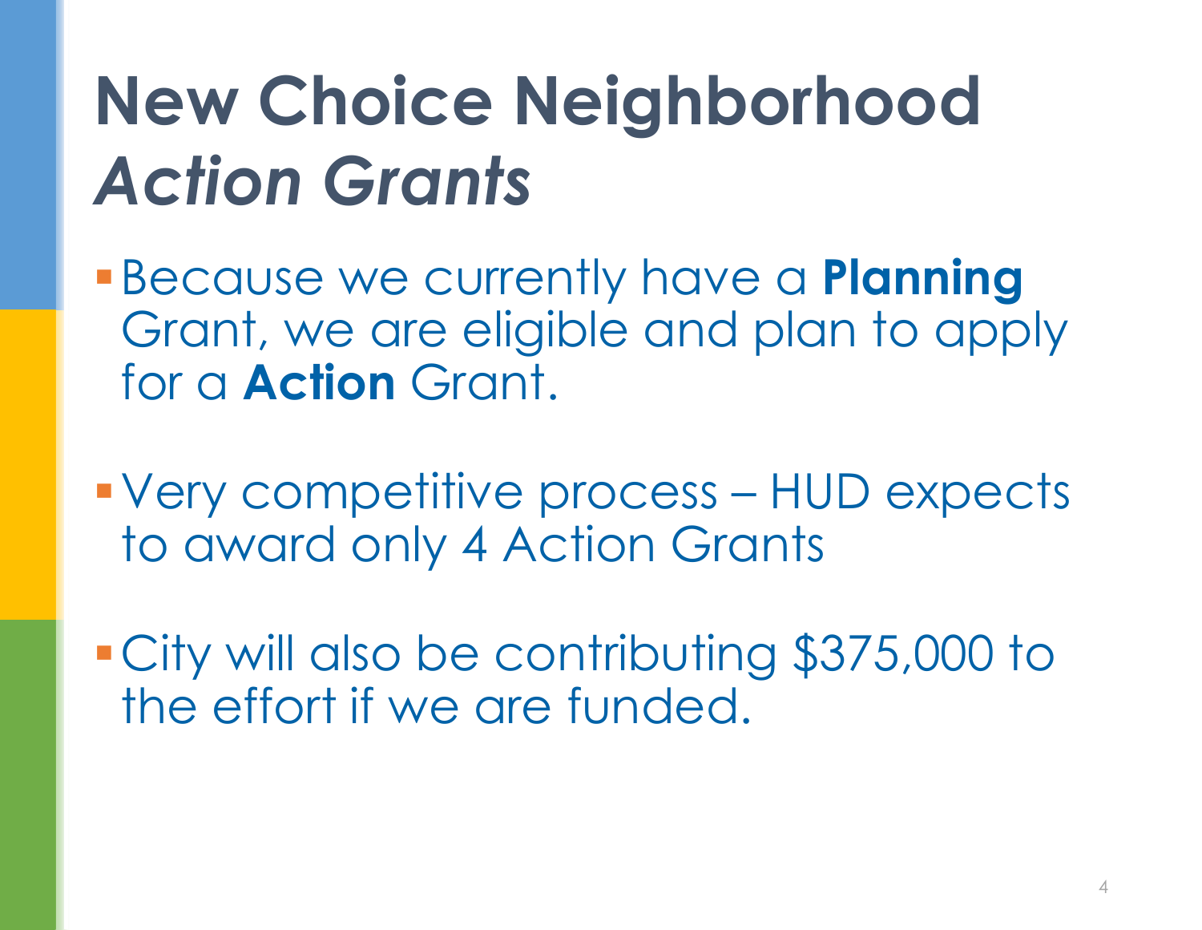# New Choice Neighborhood *Action Grants*

- Because we currently have a **Planning** Grant, we are eligible and plan to apply for a **Action** Grant.
- Very competitive process – HUD expects to award only 4 Action Grants
- City will also be contributing $375,000 to the effort if we are funded.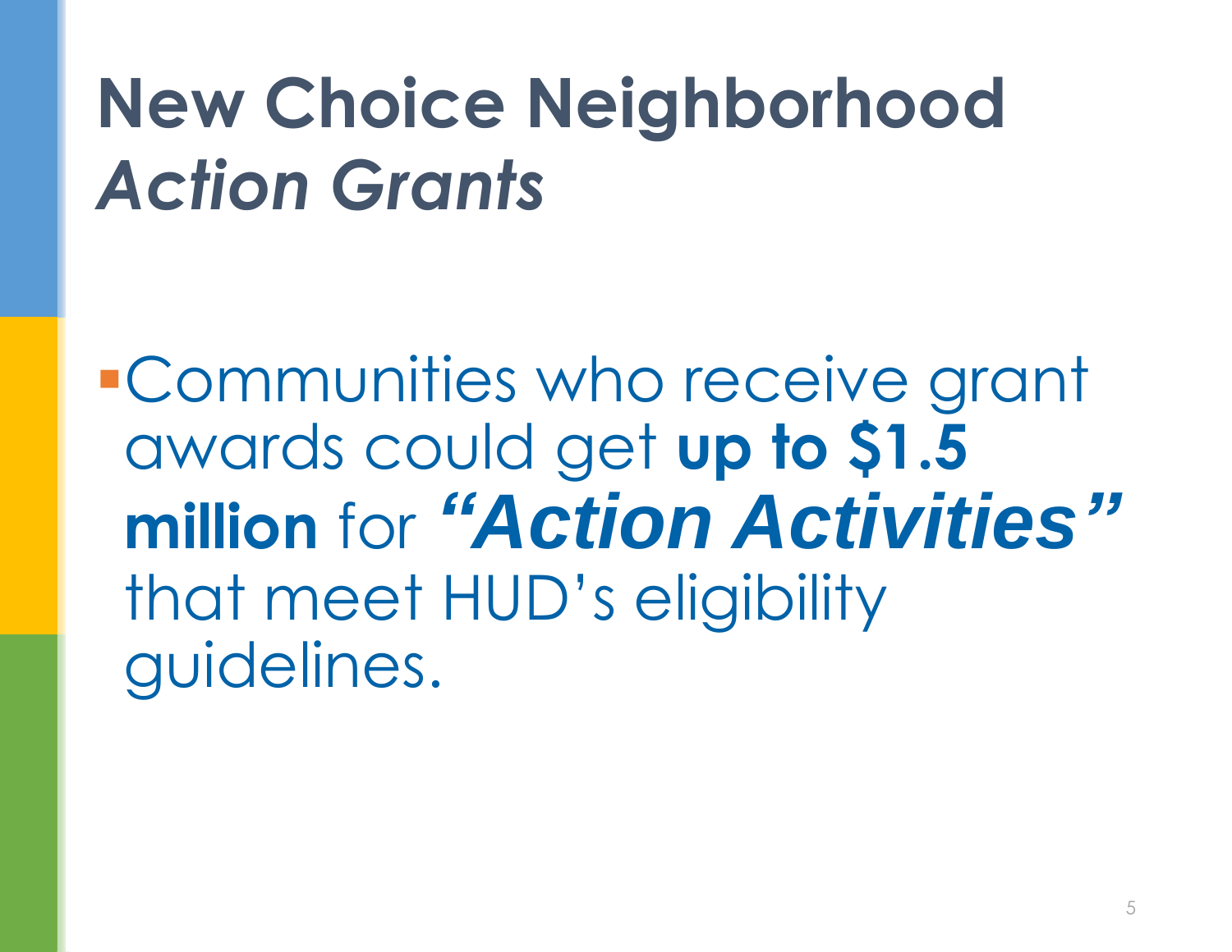# New Choice Neighborhood *Action Grants*

- Communities who receive grant awards could get **up to $1.5 million** for ***"Action Activities"*** that meet HUD's eligibility guidelines.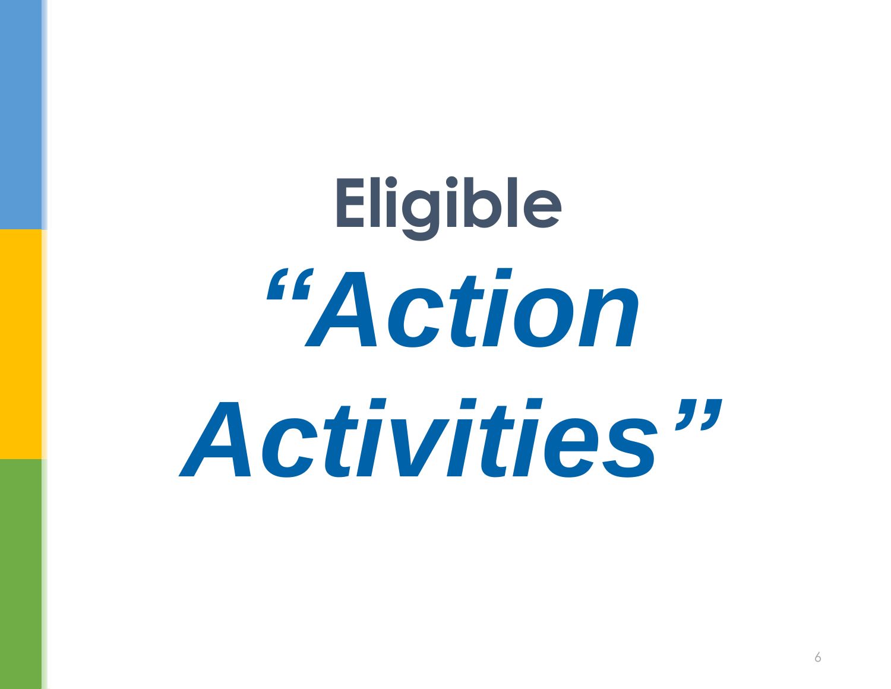# Eligible

# *“Action Activities”*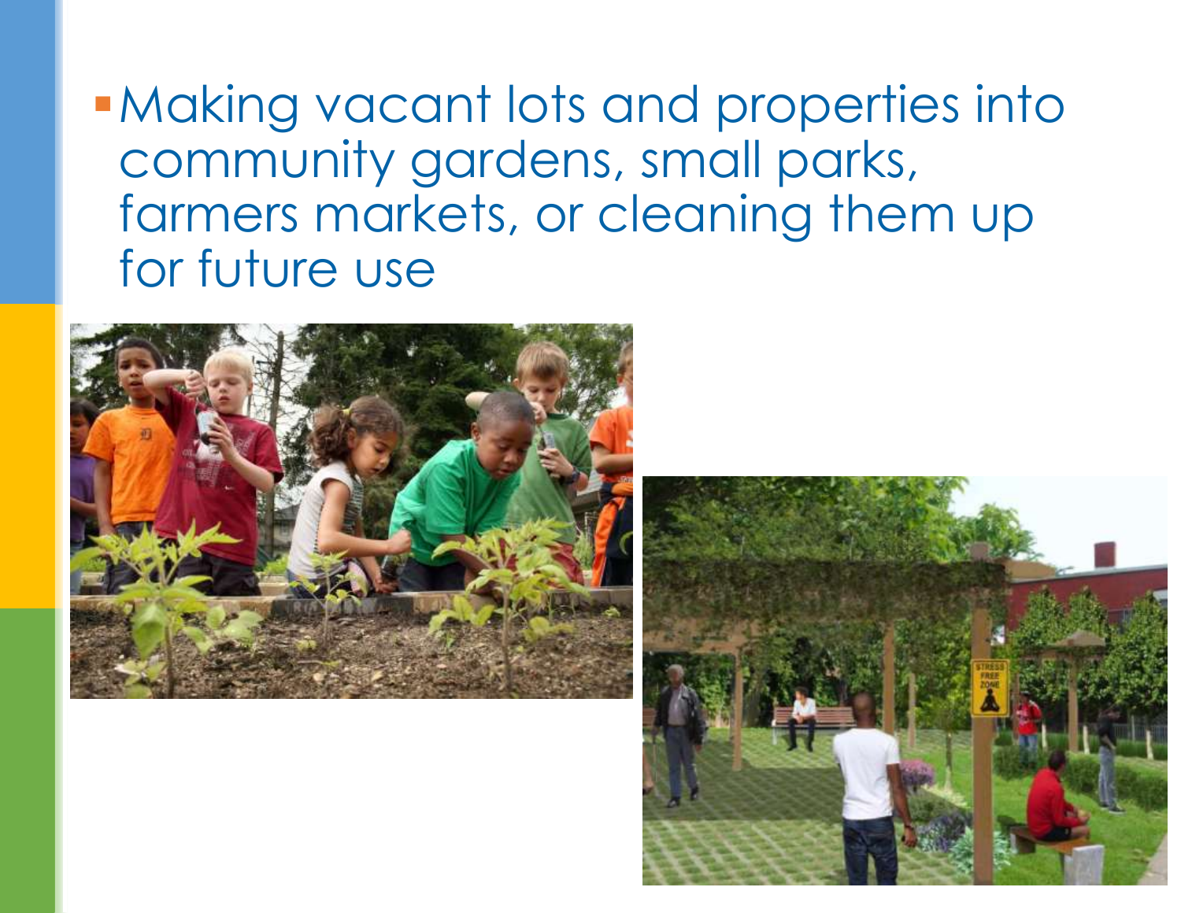- Making vacant lots and properties into community gardens, small parks, farmers markets, or cleaning them up for future use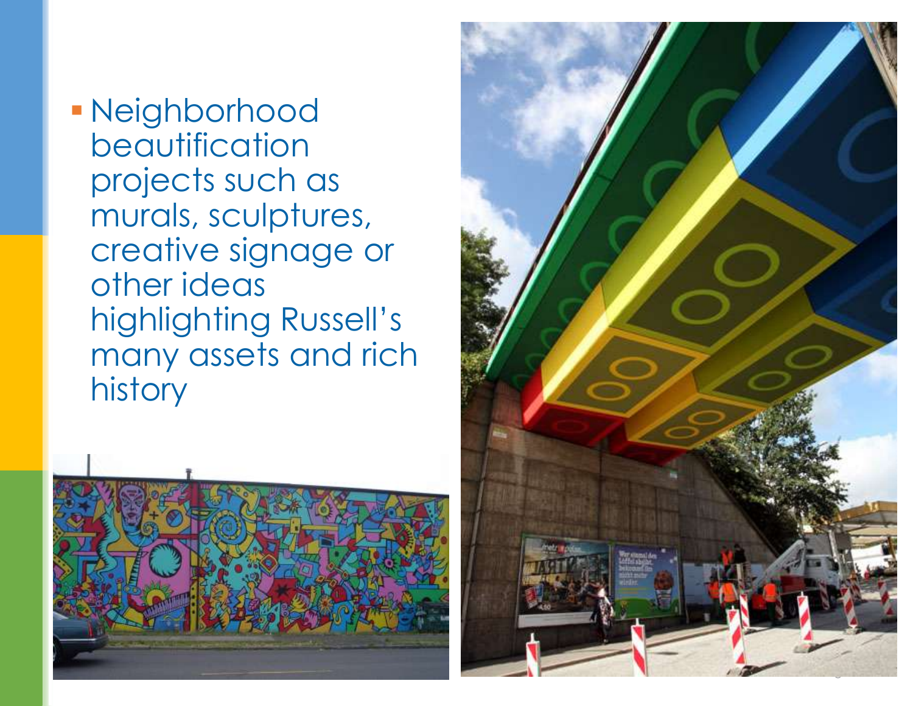- Neighborhood beautification projects such as murals, sculptures, creative signage or other ideas highlighting Russell's many assets and rich history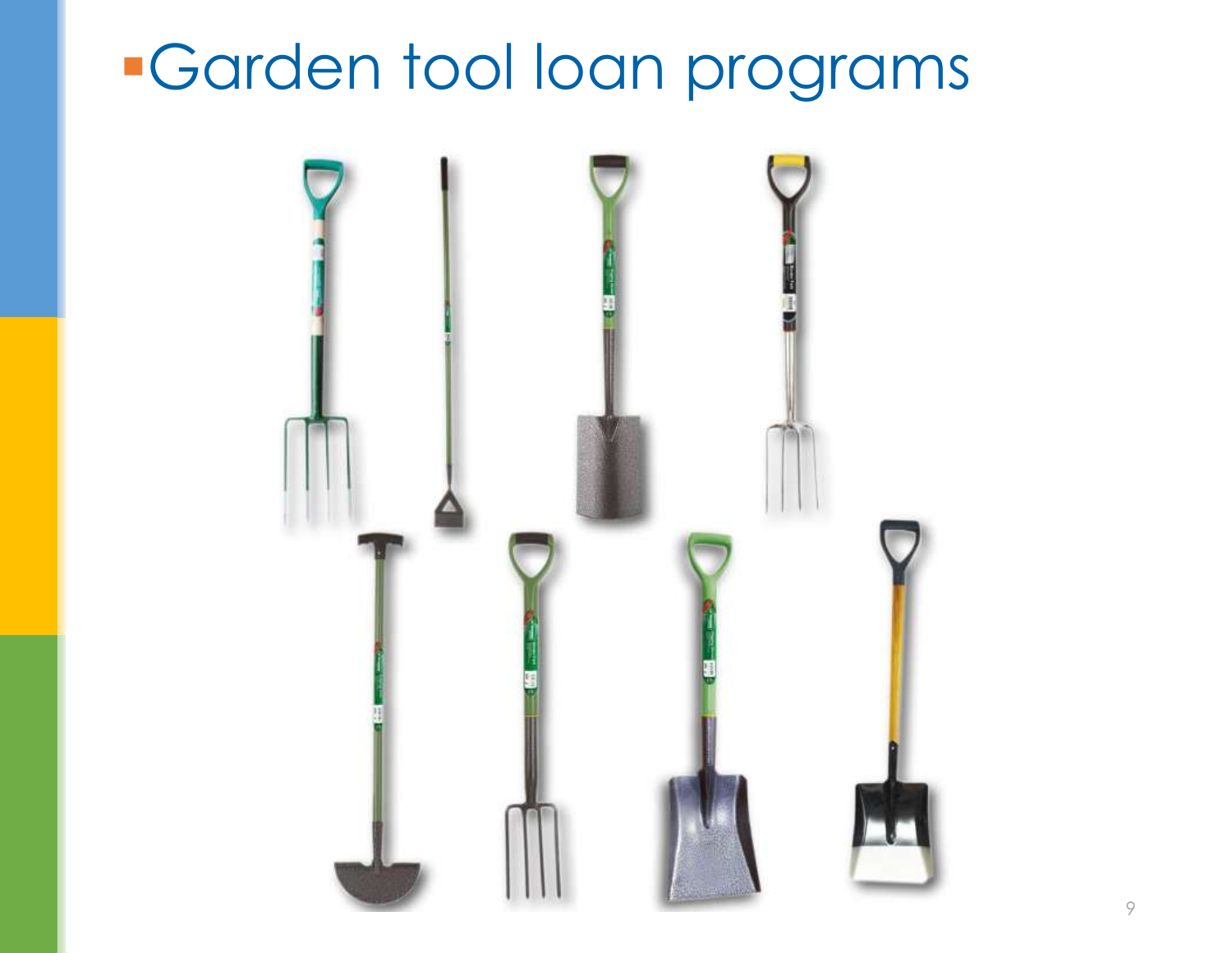- Garden tool loan programs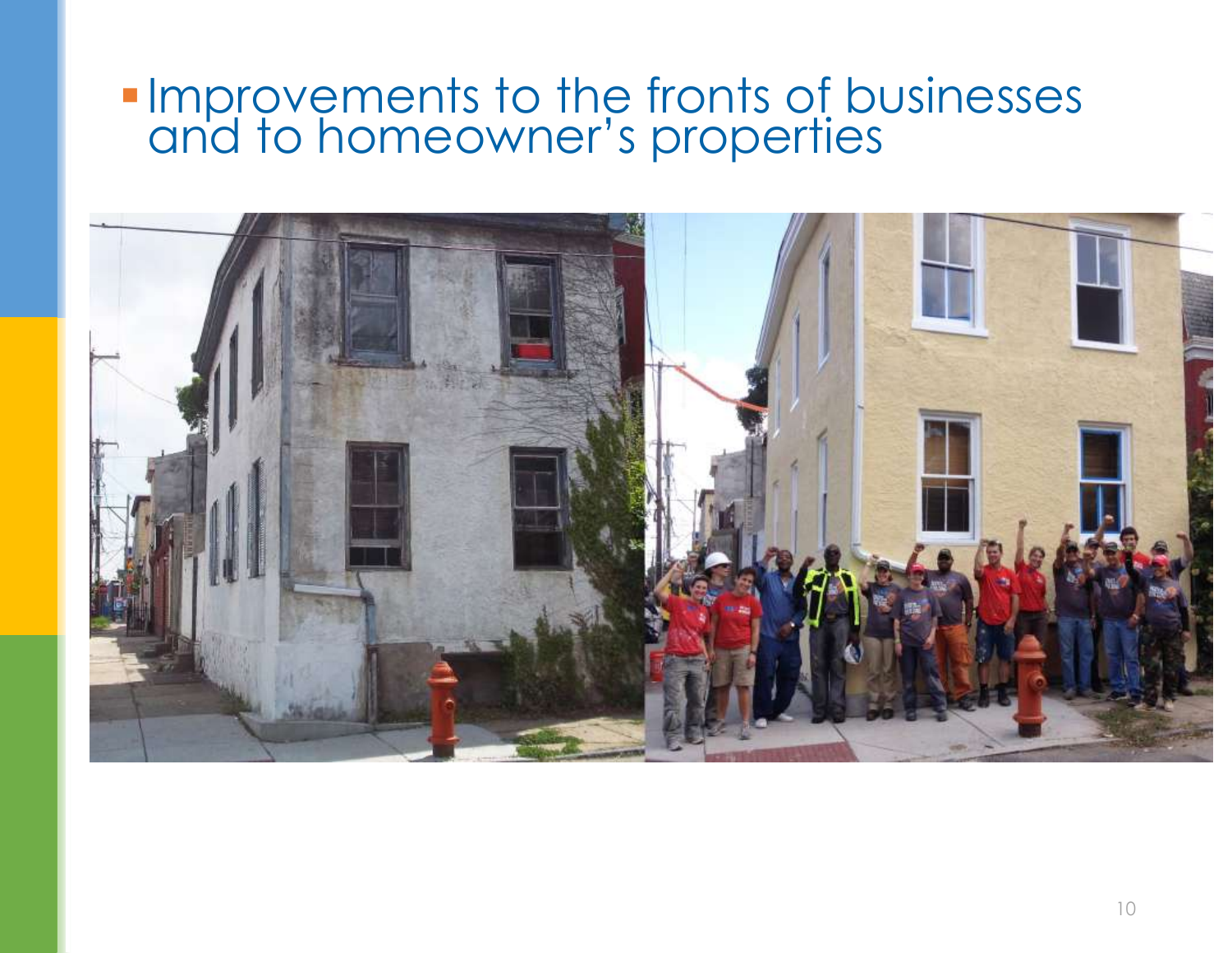- Improvements to the fronts of businesses and to homeowner's properties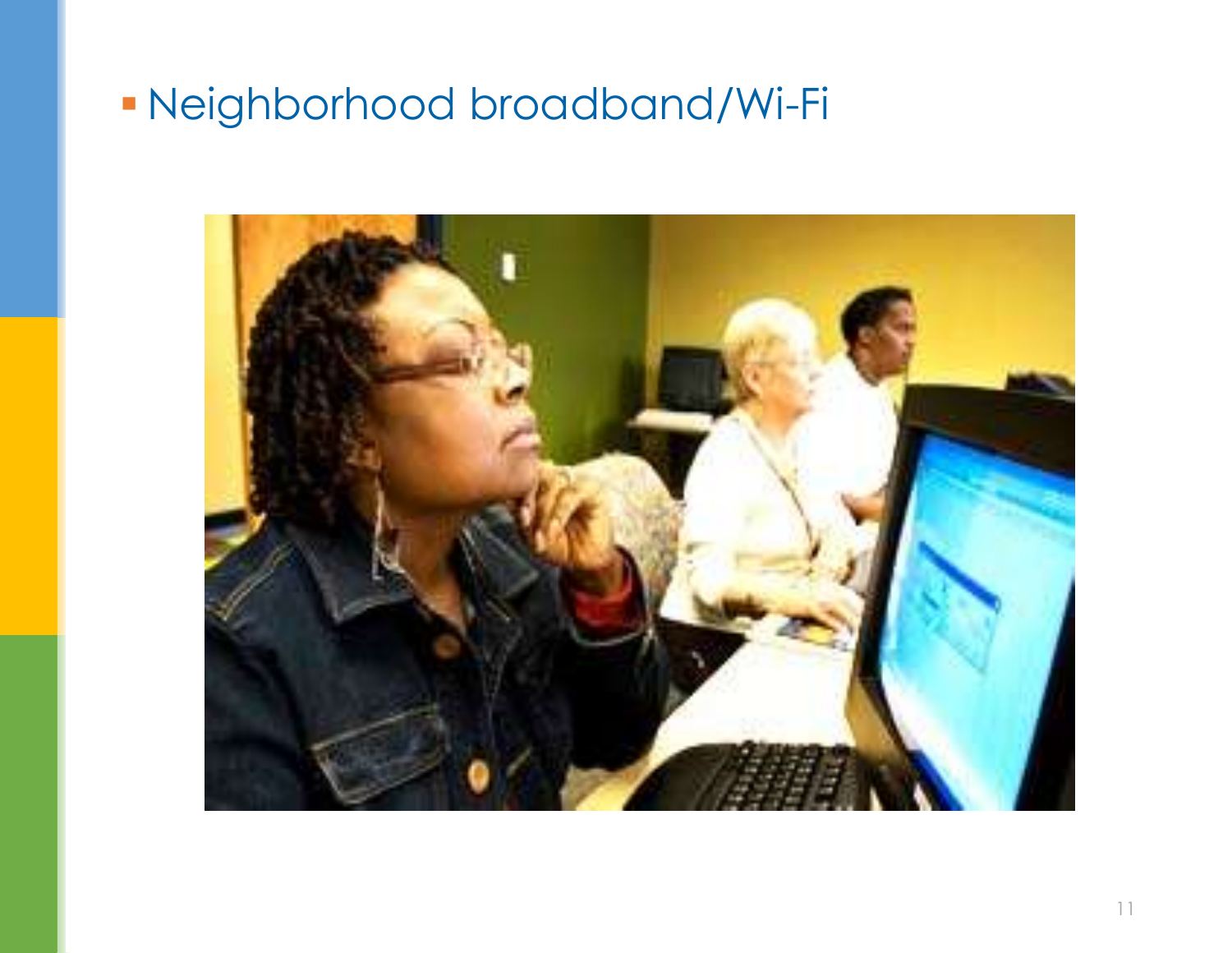- Neighborhood broadband/Wi-Fi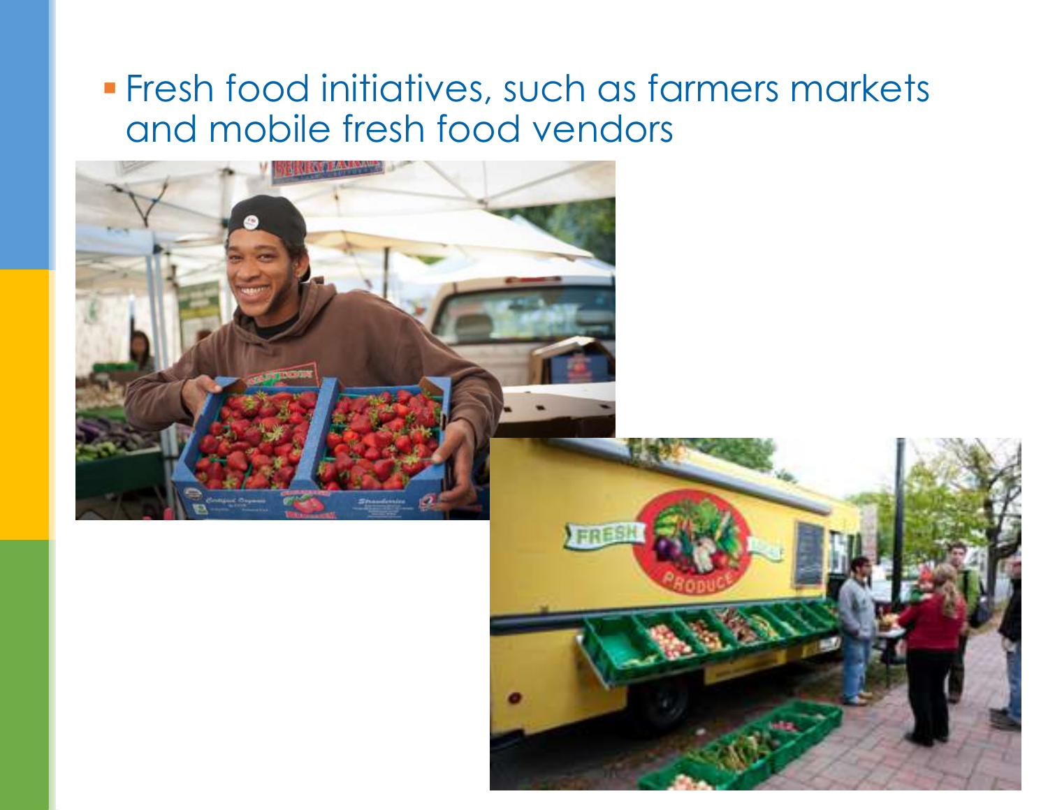- Fresh food initiatives, such as farmers markets and mobile fresh food vendors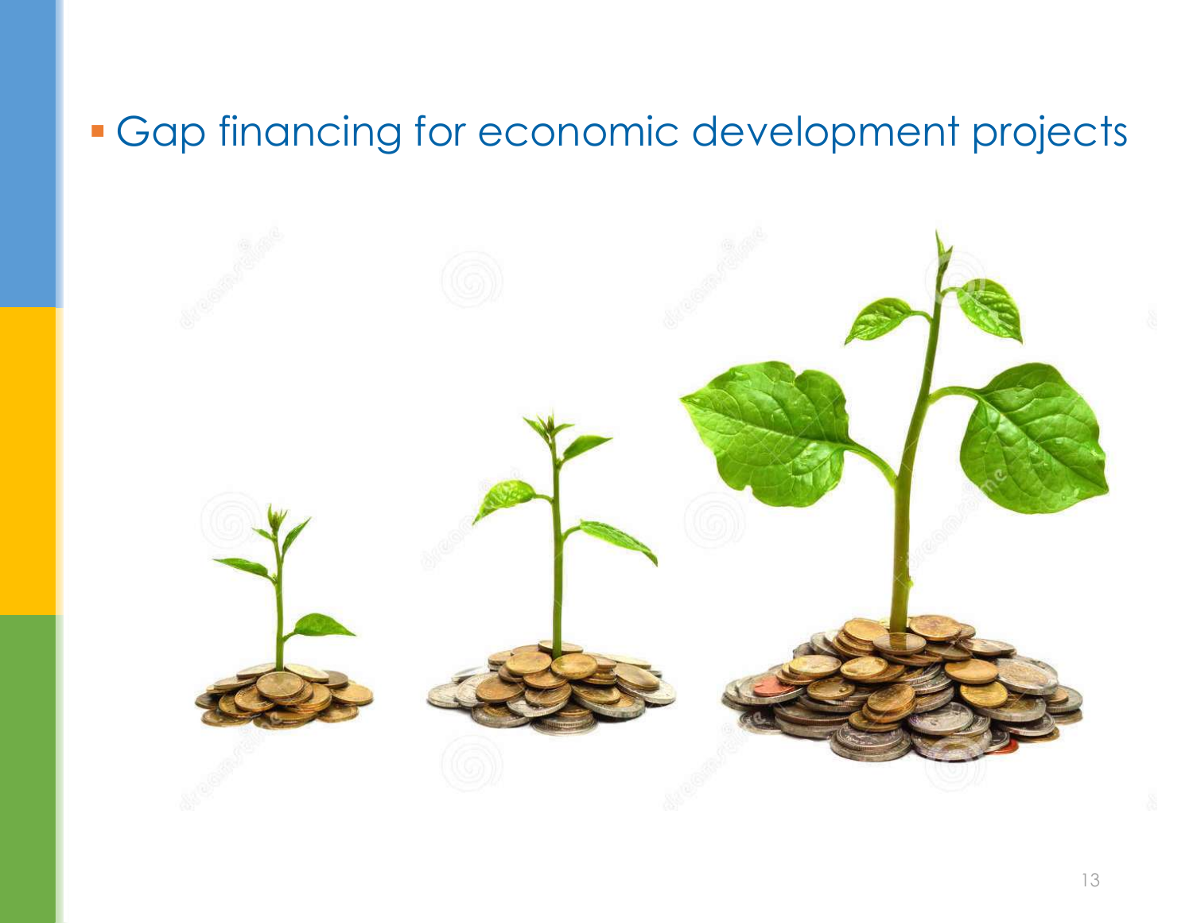- Gap financing for economic development projects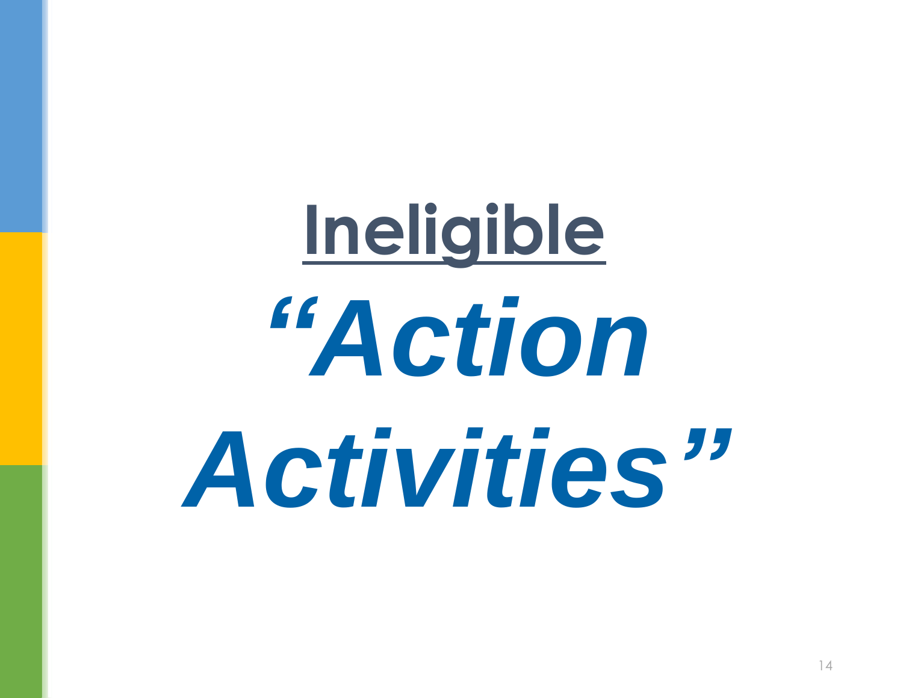# Ineligible

## *"Action Activities"*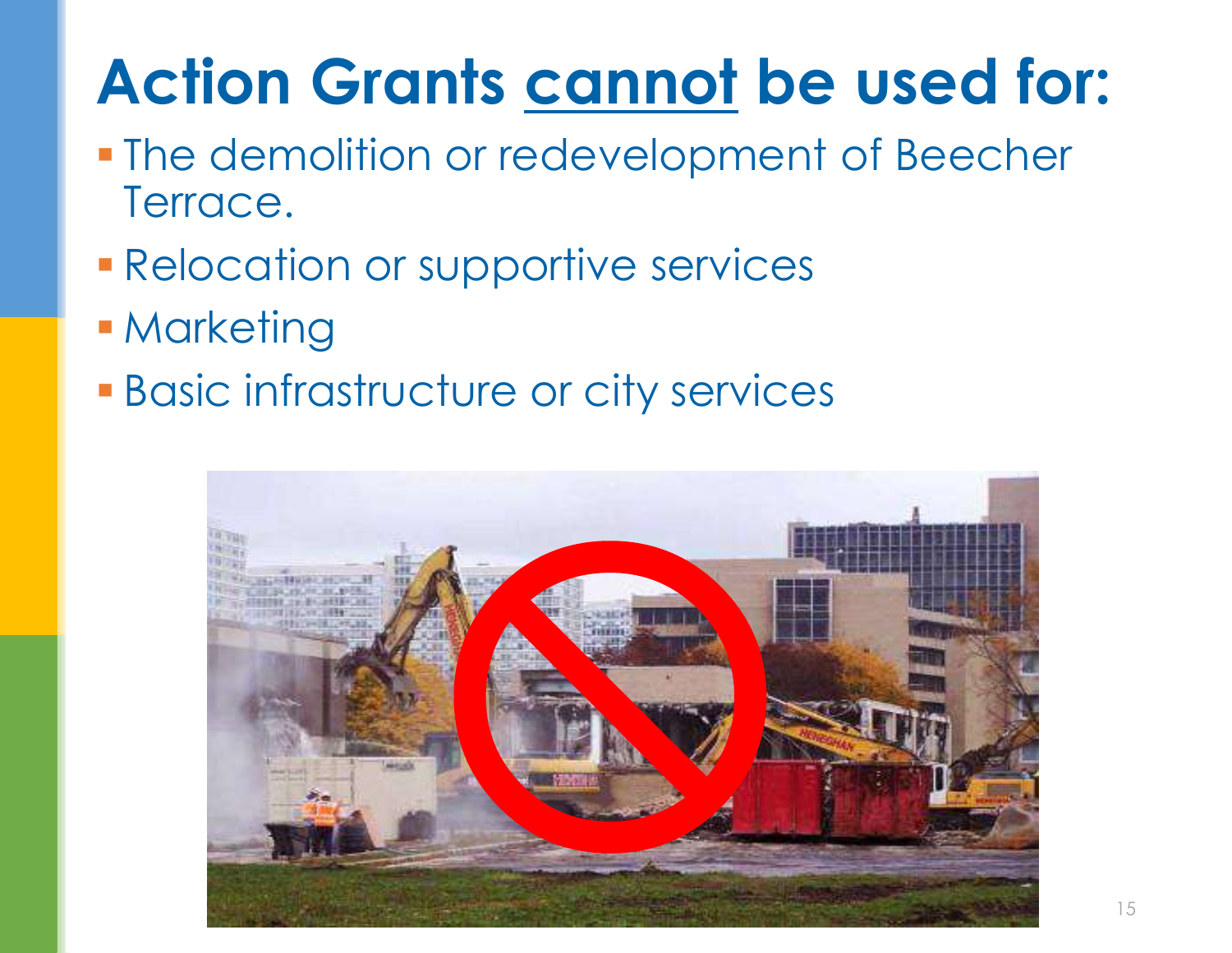# Action Grants <u>cannot</u> be used for:

- The demolition or redevelopment of Beecher Terrace.
- Relocation or supportive services
- Marketing
- Basic infrastructure or city services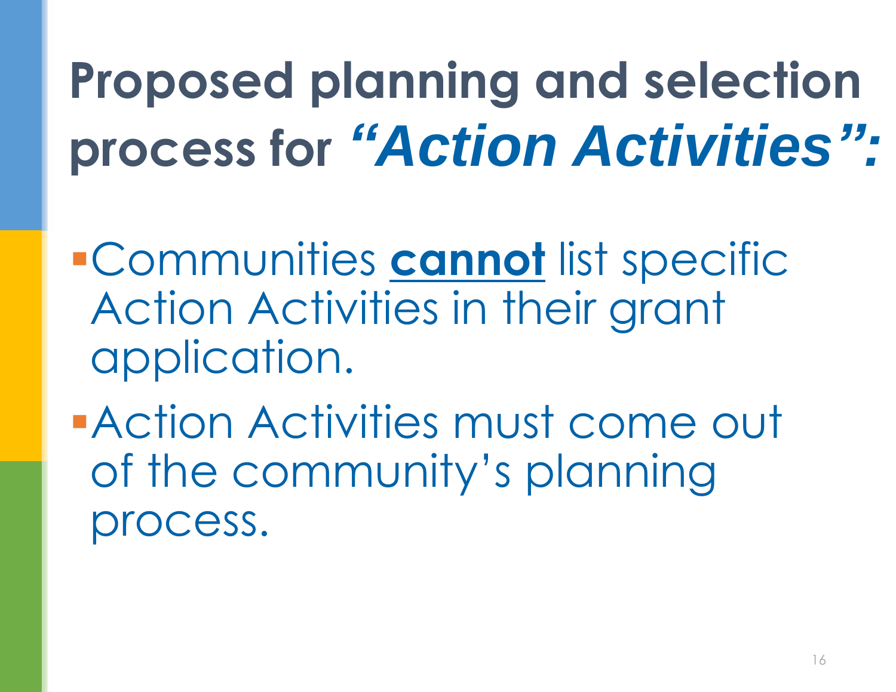# Proposed planning and selection process for *"Action Activities":*

- Communities **cannot** list specific Action Activities in their grant application.
- Action Activities must come out of the community's planning process.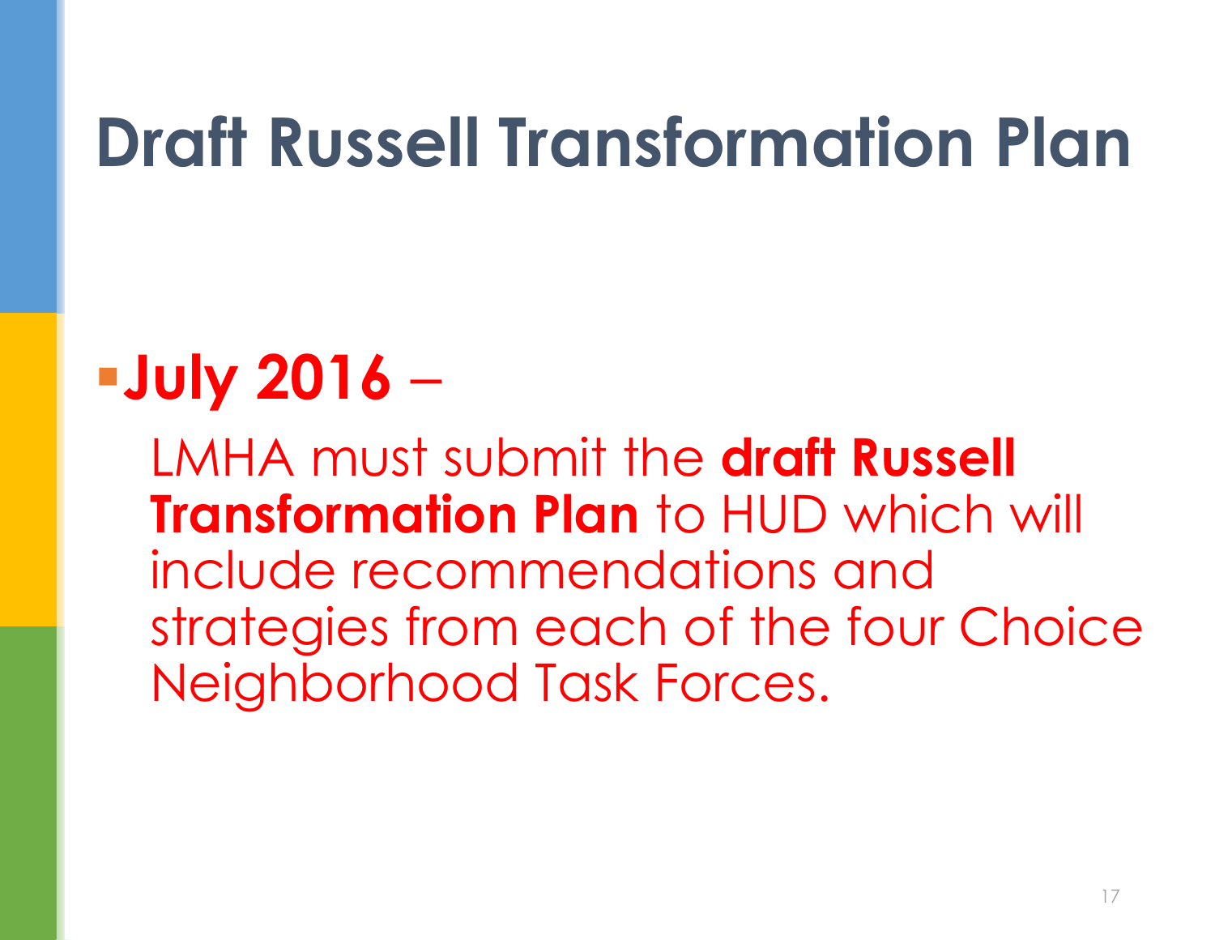# Draft Russell Transformation Plan

- **July 2016** –

  LMHA must submit the **draft Russell Transformation Plan** to HUD which will include recommendations and strategies from each of the four Choice Neighborhood Task Forces.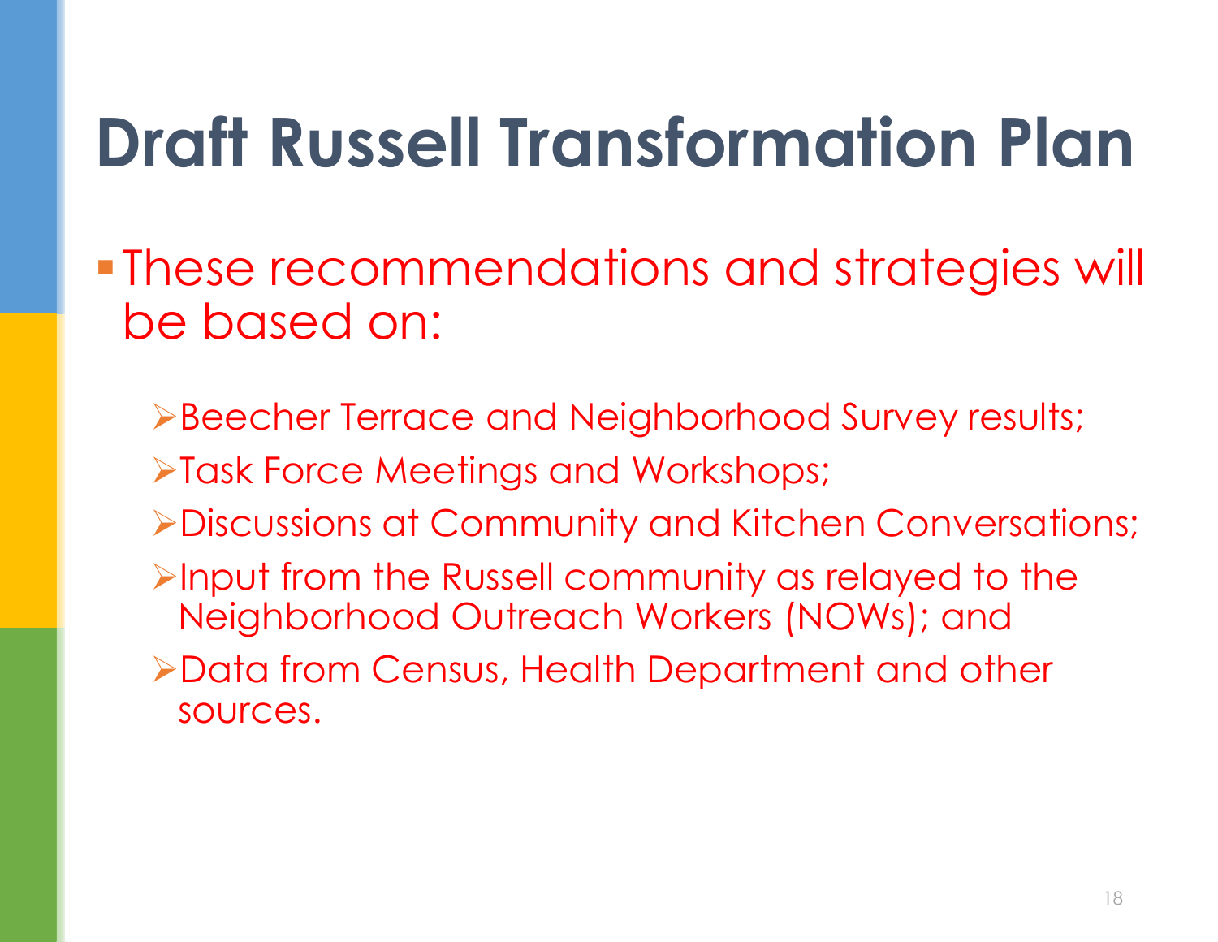# Draft Russell Transformation Plan

- These recommendations and strategies will be based on:
  - Beecher Terrace and Neighborhood Survey results;
  - Task Force Meetings and Workshops;
  - Discussions at Community and Kitchen Conversations;
  - Input from the Russell community as relayed to the Neighborhood Outreach Workers (NOWs); and
  - Data from Census, Health Department and other sources.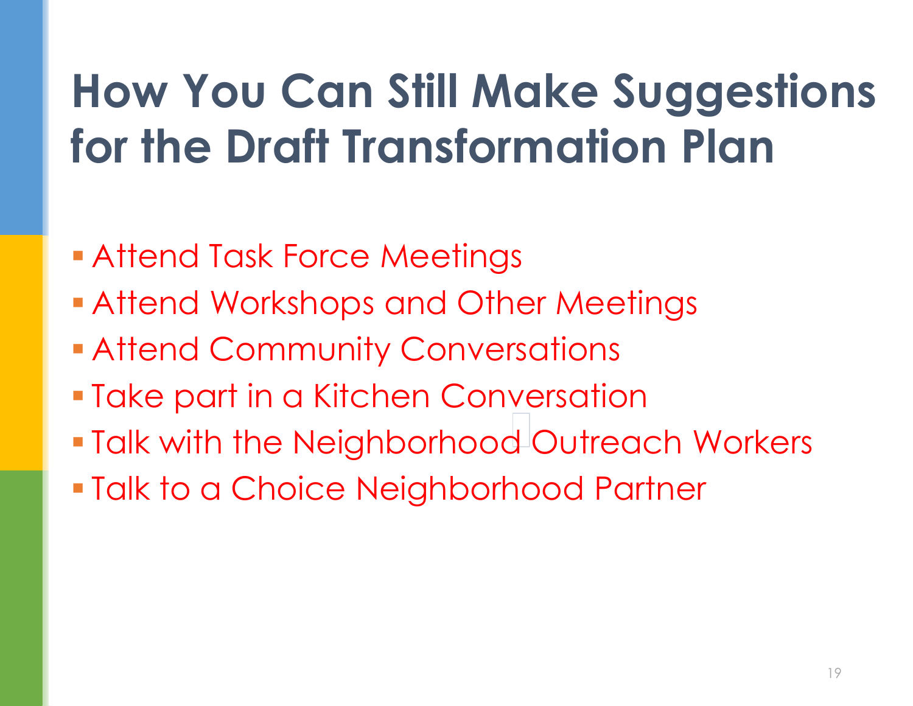# How You Can Still Make Suggestions for the Draft Transformation Plan

- Attend Task Force Meetings
- Attend Workshops and Other Meetings
- Attend Community Conversations
- Take part in a Kitchen Conversation
- Talk with the Neighborhood Outreach Workers
- Talk to a Choice Neighborhood Partner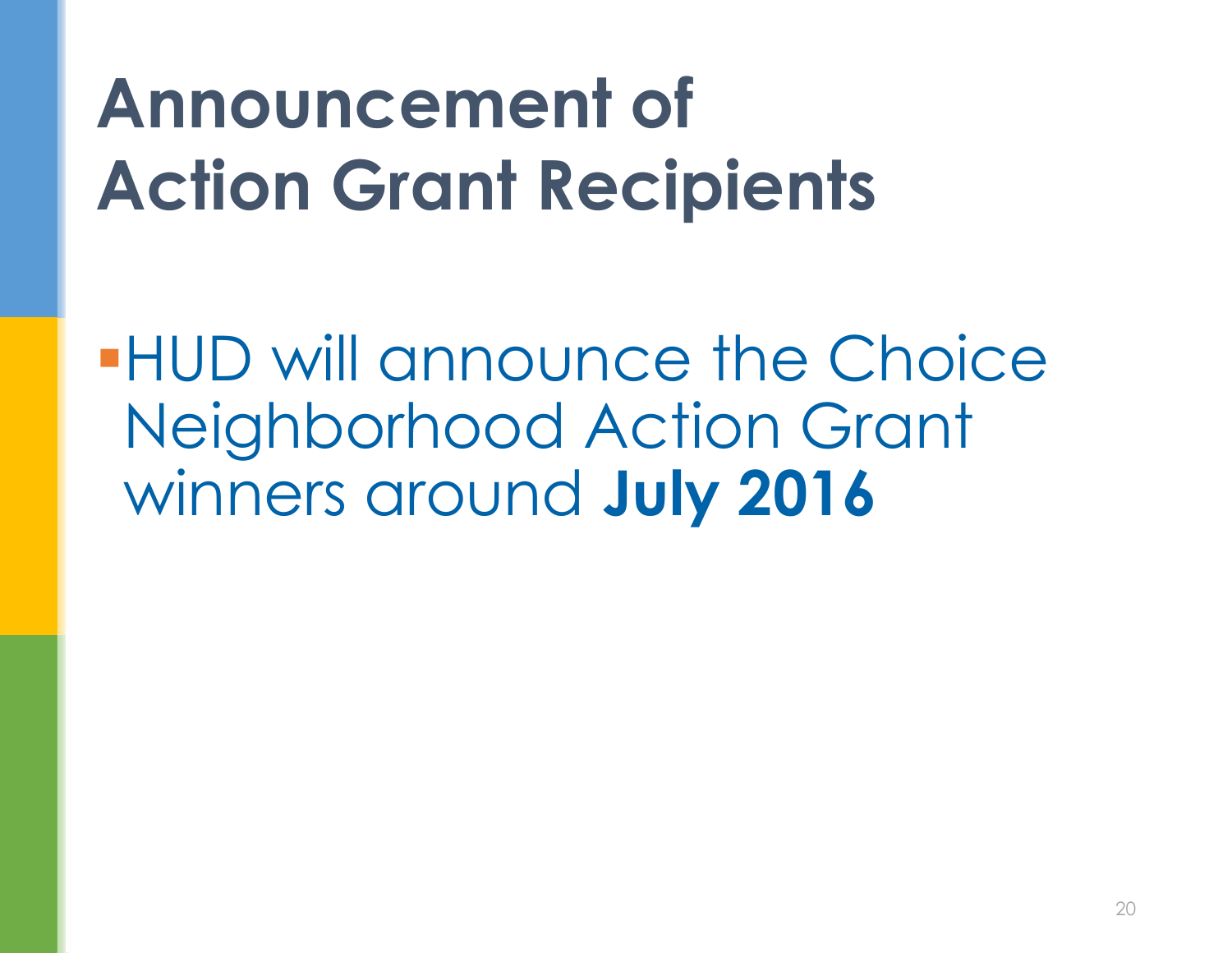# Announcement of Action Grant Recipients

- HUD will announce the Choice Neighborhood Action Grant winners around **July 2016**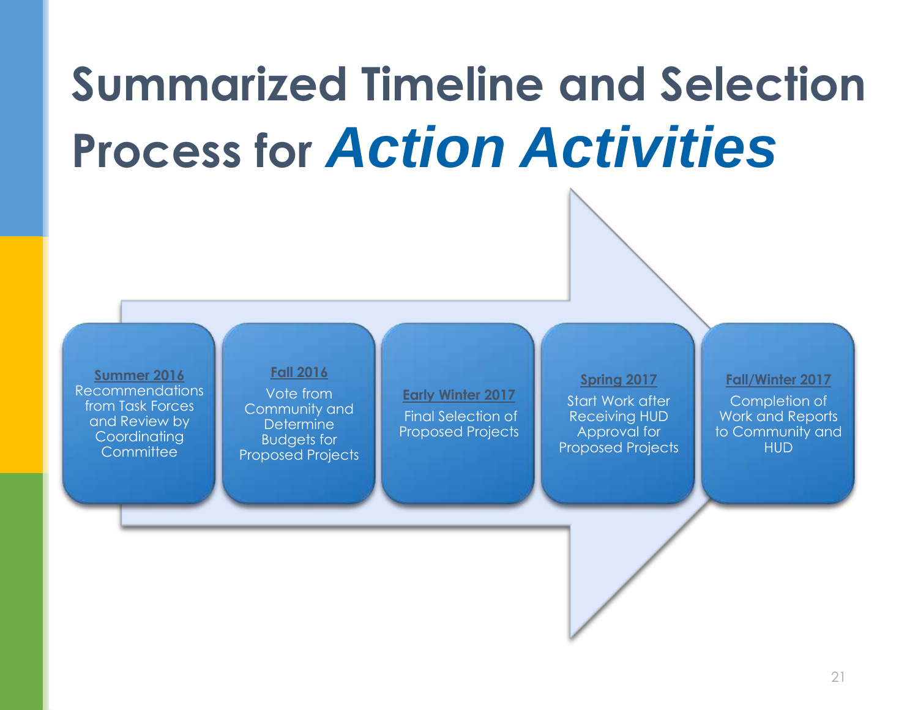# Summarized Timeline and Selection Process for *Action Activities*

**Summer 2016**
Recommendations from Task Forces and Review by Coordinating Committee

**Fall 2016**
Vote from Community and Determine Budgets for Proposed Projects

**Early Winter 2017**
Final Selection of Proposed Projects

**Spring 2017**
Start Work after Receiving HUD Approval for Proposed Projects

**Fall/Winter 2017**
Completion of Work and Reports to Community and HUD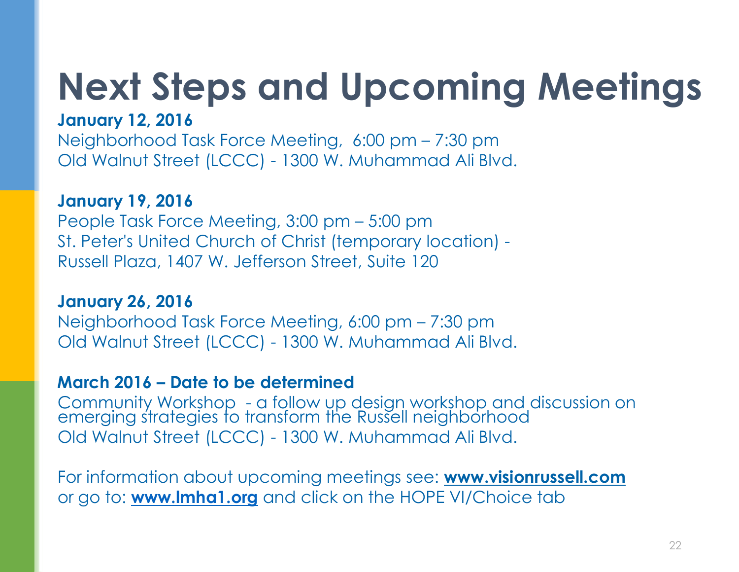# Next Steps and Upcoming Meetings

**January 12, 2016**
Neighborhood Task Force Meeting,  6:00 pm – 7:30 pm
Old Walnut Street (LCCC) - 1300 W. Muhammad Ali Blvd.

**January 19, 2016**
People Task Force Meeting, 3:00 pm – 5:00 pm
St. Peter's United Church of Christ (temporary location) - Russell Plaza, 1407 W. Jefferson Street, Suite 120

**January 26, 2016**
Neighborhood Task Force Meeting, 6:00 pm – 7:30 pm
Old Walnut Street (LCCC) - 1300 W. Muhammad Ali Blvd.

**March 2016 – Date to be determined**
Community Workshop  - a follow up design workshop and discussion on emerging strategies to transform the Russell neighborhood
Old Walnut Street (LCCC) - 1300 W. Muhammad Ali Blvd.

For information about upcoming meetings see: **www.visionrussell.com** or go to: **www.lmha1.org** and click on the HOPE VI/Choice tab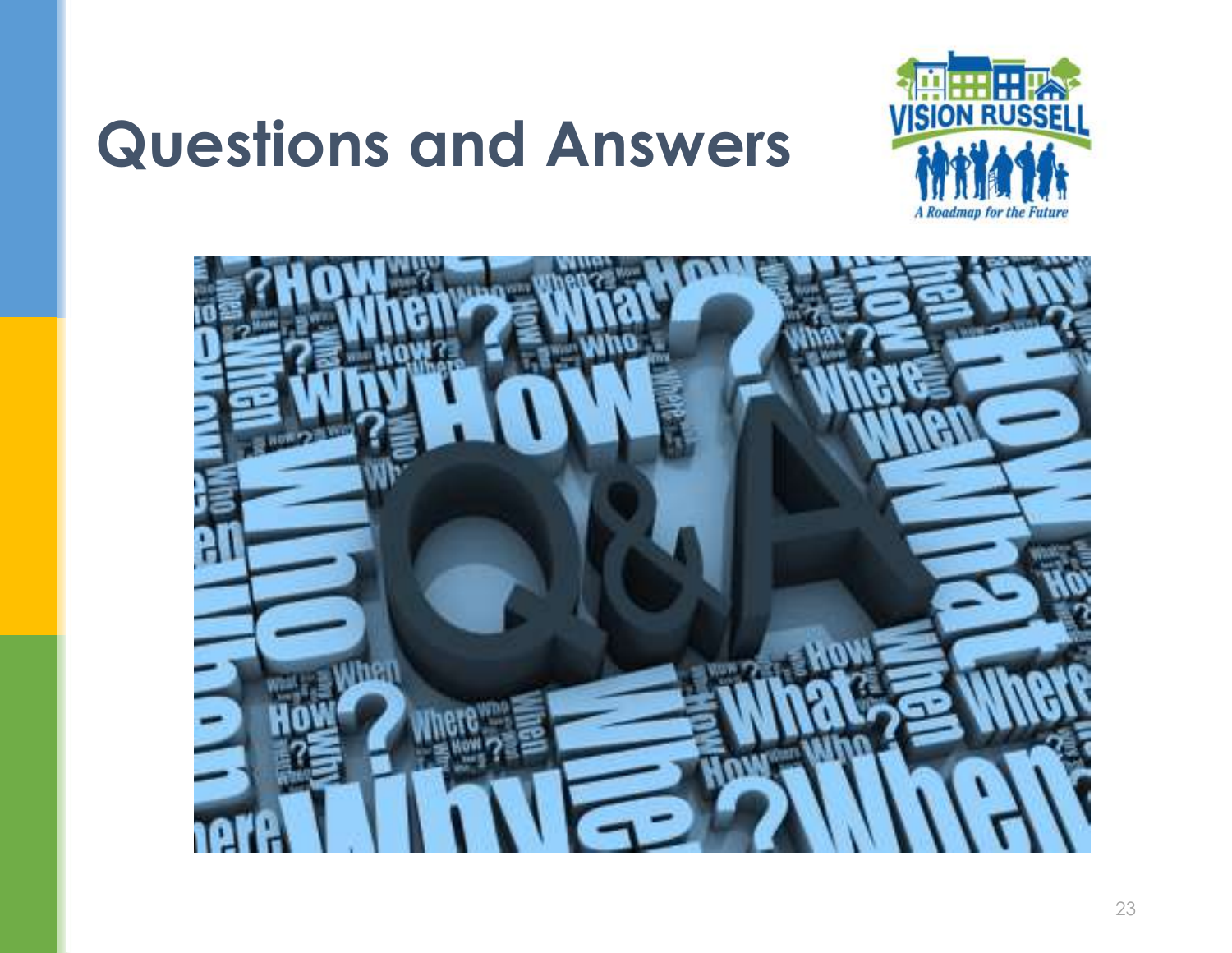# Questions and Answers